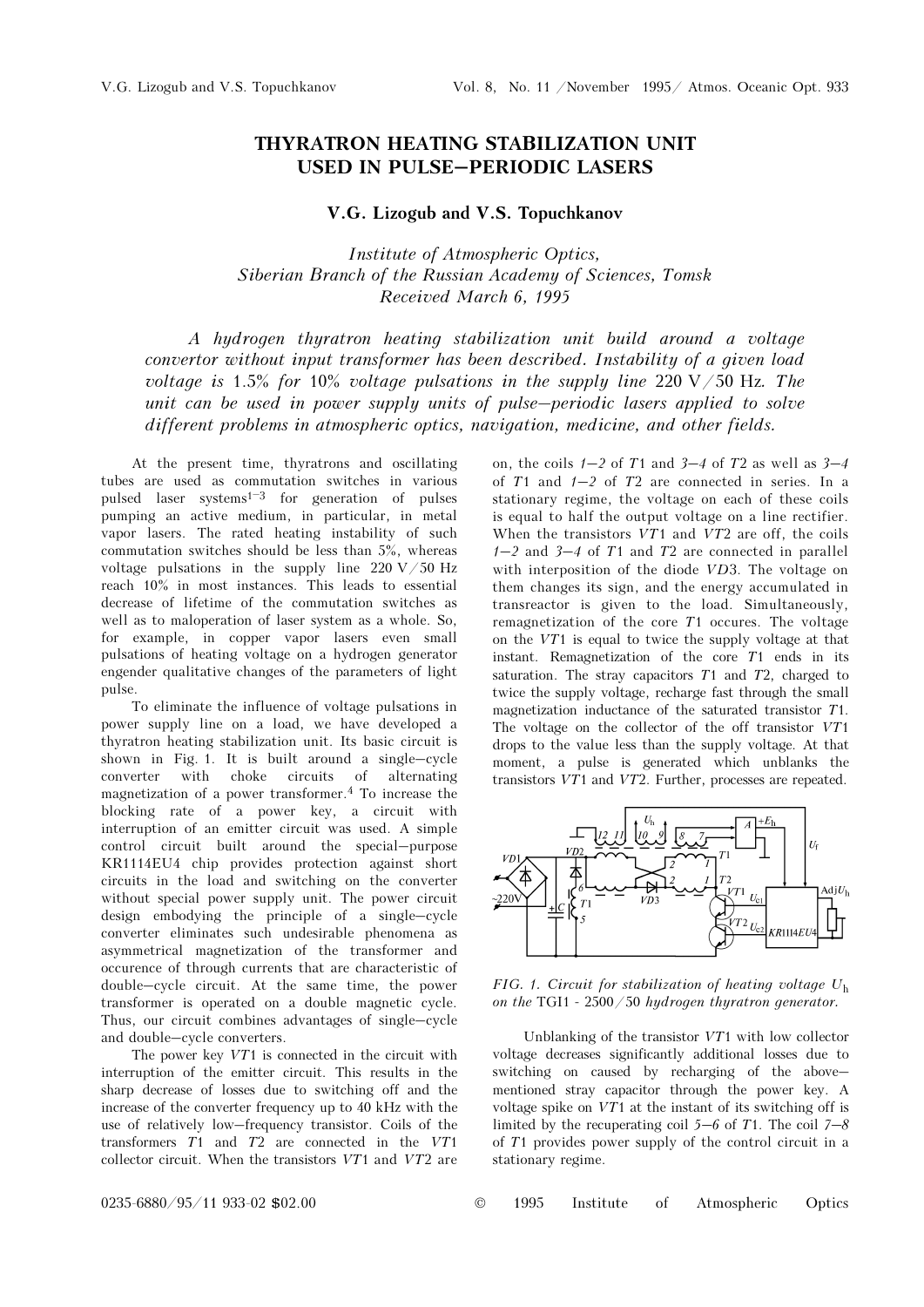# THYRATRON HEATING STABILIZATION UNIT USED IN PULSE–PERIODIC LASERS

### V.G. Lizogub and V.S. Topuchkanov

*Institute of Atmospheric Optics,*
*Siberian Branch of the Russian Academy of Sciences, Tomsk*
*Received March 6, 1995*

*A hydrogen thyratron heating stabilization unit build around a voltage convertor without input transformer has been described. Instability of a given load voltage is* 1.5% *for* 10% *voltage pulsations in the supply line* 220 V/50 Hz. *The unit can be used in power supply units of pulse–periodic lasers applied to solve different problems in atmospheric optics, navigation, medicine, and other fields.*

At the present time, thyratrons and oscillating tubes are used as commutation switches in various pulsed laser systems[1–3] for generation of pulses pumping an active medium, in particular, in metal vapor lasers. The rated heating instability of such commutation switches should be less than 5%, whereas voltage pulsations in the supply line 220 V/50 Hz reach 10% in most instances. This leads to essential decrease of lifetime of the commutation switches as well as to maloperation of laser system as a whole. So, for example, in copper vapor lasers even small pulsations of heating voltage on a hydrogen generator engender qualitative changes of the parameters of light pulse.

To eliminate the influence of voltage pulsations in power supply line on a load, we have developed a thyratron heating stabilization unit. Its basic circuit is shown in Fig. 1. It is built around a single–cycle converter with choke circuits of alternating magnetization of a power transformer.[4] To increase the blocking rate of a power key, a circuit with interruption of an emitter circuit was used. A simple control circuit built around the special–purpose KR1114EU4 chip provides protection against short circuits in the load and switching on the converter without special power supply unit. The power circuit design embodying the principle of a single–cycle converter eliminates such undesirable phenomena as asymmetrical magnetization of the transformer and occurence of through currents that are characteristic of double–cycle circuit. At the same time, the power transformer is operated on a double magnetic cycle. Thus, our circuit combines advantages of single–cycle and double–cycle converters.

The power key *VT*1 is connected in the circuit with interruption of the emitter circuit. This results in the sharp decrease of losses due to switching off and the increase of the converter frequency up to 40 kHz with the use of relatively low–frequency transistor. Coils of the transformers *T*1 and *T*2 are connected in the *VT*1 collector circuit. When the transistors *VT*1 and *VT*2 are on, the coils *1–2* of *T*1 and *3–4* of *T*2 as well as *3–4* of *T*1 and *1–2* of *T*2 are connected in series. In a stationary regime, the voltage on each of these coils is equal to half the output voltage on a line rectifier. When the transistors *VT*1 and *VT*2 are off, the coils *1–2* and *3–4* of *T*1 and *T*2 are connected in parallel with interposition of the diode *VD*3. The voltage on them changes its sign, and the energy accumulated in transreactor is given to the load. Simultaneously, remagnetization of the core *T*1 occures. The voltage on the *VT*1 is equal to twice the supply voltage at that instant. Remagnetization of the core *T*1 ends in its saturation. The stray capacitors *T*1 and *T*2, charged to twice the supply voltage, recharge fast through the small magnetization inductance of the saturated transistor *T*1. The voltage on the collector of the off transistor *VT*1 drops to the value less than the supply voltage. At that moment, a pulse is generated which unblanks the transistors *VT*1 and *VT*2. Further, processes are repeated.

*FIG. 1. Circuit for stabilization of heating voltage* $U_h$ *on the* TGI1 - 2500/50 *hydrogen thyratron generator.*

Unblanking of the transistor *VT*1 with low collector voltage decreases significantly additional losses due to switching on caused by recharging of the above–mentioned stray capacitor through the power key. A voltage spike on *VT*1 at the instant of its switching off is limited by the recuperating coil *5–6* of *T*1. The coil *7–8* of *T*1 provides power supply of the control circuit in a stationary regime.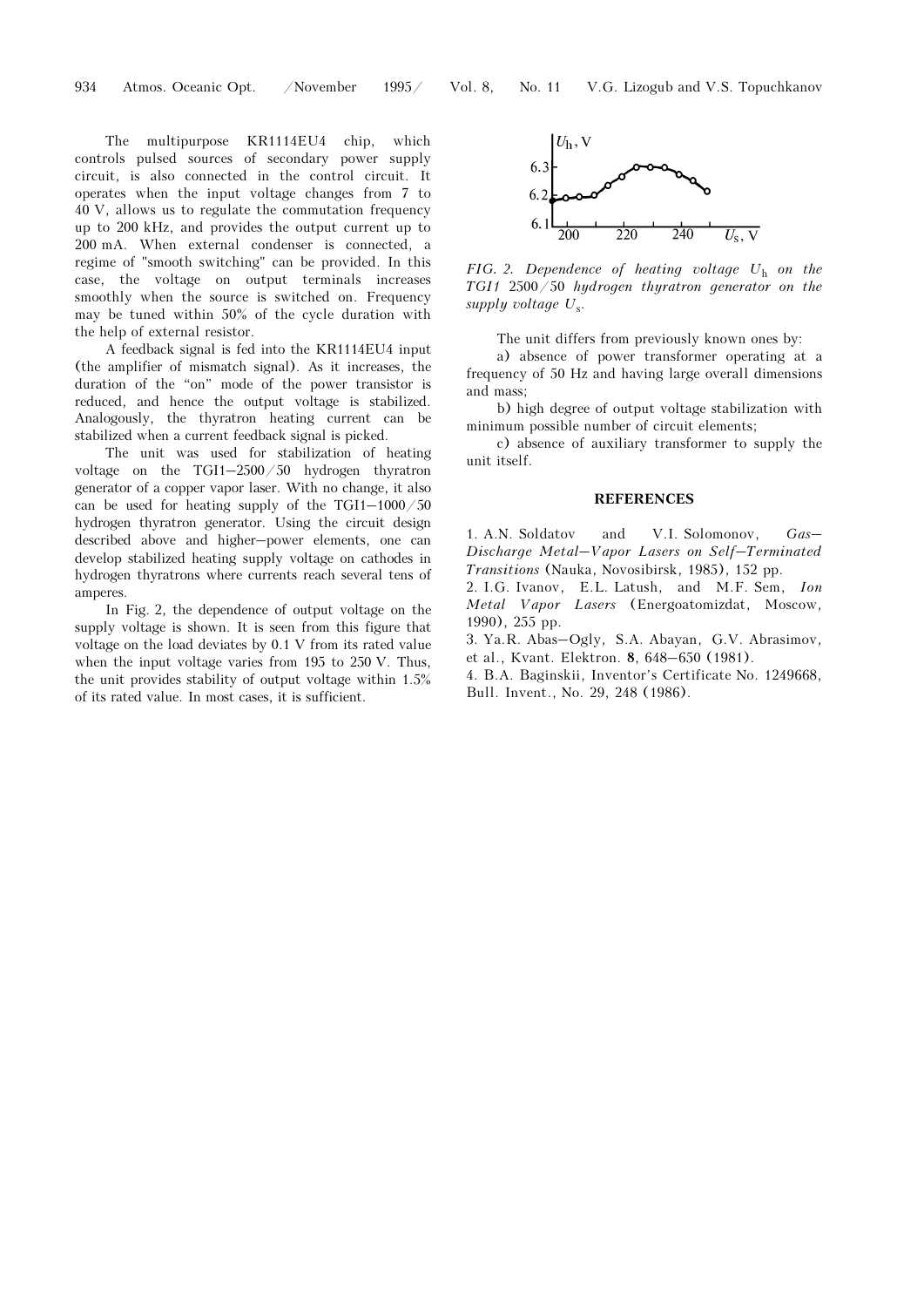The multipurpose KR1114EU4 chip, which controls pulsed sources of secondary power supply circuit, is also connected in the control circuit. It operates when the input voltage changes from 7 to 40 V, allows us to regulate the commutation frequency up to 200 kHz, and provides the output current up to 200 mA. When external condenser is connected, a regime of "smooth switching" can be provided. In this case, the voltage on output terminals increases smoothly when the source is switched on. Frequency may be tuned within 50% of the cycle duration with the help of external resistor.

A feedback signal is fed into the KR1114EU4 input (the amplifier of mismatch signal). As it increases, the duration of the "on" mode of the power transistor is reduced, and hence the output voltage is stabilized. Analogously, the thyratron heating current can be stabilized when a current feedback signal is picked.

The unit was used for stabilization of heating voltage on the TGI1–2500/50 hydrogen thyratron generator of a copper vapor laser. With no change, it also can be used for heating supply of the TGI1–1000/50 hydrogen thyratron generator. Using the circuit design described above and higher–power elements, one can develop stabilized heating supply voltage on cathodes in hydrogen thyratrons where currents reach several tens of amperes.

In Fig. 2, the dependence of output voltage on the supply voltage is shown. It is seen from this figure that voltage on the load deviates by 0.1 V from its rated value when the input voltage varies from 195 to 250 V. Thus, the unit provides stability of output voltage within 1.5% of its rated value. In most cases, it is sufficient.

$U_h$, V
6.3
6.2
6.1
200
220
240
$U_s$, V

*FIG. 2. Dependence of heating voltage $U_h$ on the TGI1 2500/50 hydrogen thyratron generator on the supply voltage $U_s$.*

The unit differs from previously known ones by:

a) absence of power transformer operating at a frequency of 50 Hz and having large overall dimensions and mass;

b) high degree of output voltage stabilization with minimum possible number of circuit elements;

c) absence of auxiliary transformer to supply the unit itself.

## REFERENCES

1. A.N. Soldatov and V.I. Solomonov, *Gas–Discharge Metal–Vapor Lasers on Self–Terminated Transitions* (Nauka, Novosibirsk, 1985), 152 pp.
2. I.G. Ivanov, E.L. Latush, and M.F. Sem, *Ion Metal Vapor Lasers* (Energoatomizdat, Moscow, 1990), 255 pp.
3. Ya.R. Abas–Ogly, S.A. Abayan, G.V. Abrasimov, et al., Kvant. Elektron. **8**, 648–650 (1981).
4. B.A. Baginskii, Inventor's Certificate No. 1249668, Bull. Invent., No. 29, 248 (1986).